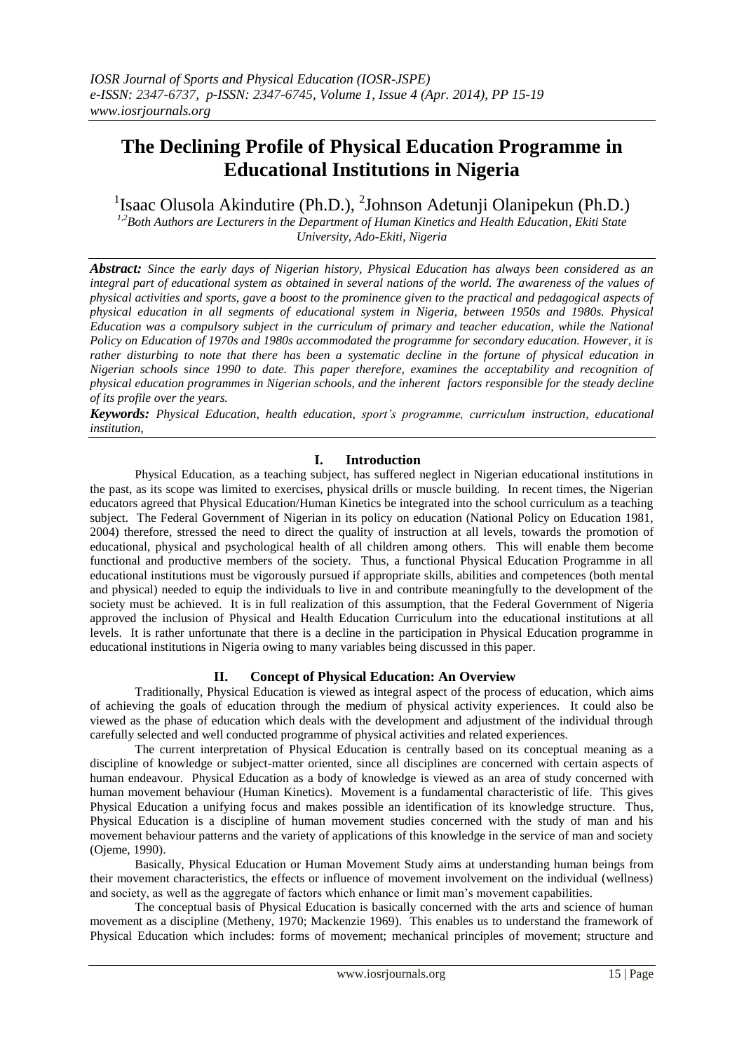# The Declining Profile of Physical Education Programme in Educational Institutions in Nigeria

[1]Isaac Olusola Akindutire (Ph.D.), [2]Johnson Adetunji Olanipekun (Ph.D.)

*[1,2]Both Authors are Lecturers in the Department of Human Kinetics and Health Education, Ekiti State University, Ado-Ekiti, Nigeria*

***Abstract:*** *Since the early days of Nigerian history, Physical Education has always been considered as an integral part of educational system as obtained in several nations of the world. The awareness of the values of physical activities and sports, gave a boost to the prominence given to the practical and pedagogical aspects of physical education in all segments of educational system in Nigeria, between 1950s and 1980s. Physical Education was a compulsory subject in the curriculum of primary and teacher education, while the National Policy on Education of 1970s and 1980s accommodated the programme for secondary education. However, it is rather disturbing to note that there has been a systematic decline in the fortune of physical education in Nigerian schools since 1990 to date. This paper therefore, examines the acceptability and recognition of physical education programmes in Nigerian schools, and the inherent factors responsible for the steady decline of its profile over the years.*

***Keywords:*** *Physical Education, health education, sport's programme, curriculum instruction, educational institution,*

## I. Introduction

Physical Education, as a teaching subject, has suffered neglect in Nigerian educational institutions in the past, as its scope was limited to exercises, physical drills or muscle building. In recent times, the Nigerian educators agreed that Physical Education/Human Kinetics be integrated into the school curriculum as a teaching subject. The Federal Government of Nigerian in its policy on education (National Policy on Education 1981, 2004) therefore, stressed the need to direct the quality of instruction at all levels, towards the promotion of educational, physical and psychological health of all children among others. This will enable them become functional and productive members of the society. Thus, a functional Physical Education Programme in all educational institutions must be vigorously pursued if appropriate skills, abilities and competences (both mental and physical) needed to equip the individuals to live in and contribute meaningfully to the development of the society must be achieved. It is in full realization of this assumption, that the Federal Government of Nigeria approved the inclusion of Physical and Health Education Curriculum into the educational institutions at all levels. It is rather unfortunate that there is a decline in the participation in Physical Education programme in educational institutions in Nigeria owing to many variables being discussed in this paper.

## II. Concept of Physical Education: An Overview

Traditionally, Physical Education is viewed as integral aspect of the process of education, which aims of achieving the goals of education through the medium of physical activity experiences. It could also be viewed as the phase of education which deals with the development and adjustment of the individual through carefully selected and well conducted programme of physical activities and related experiences.

The current interpretation of Physical Education is centrally based on its conceptual meaning as a discipline of knowledge or subject-matter oriented, since all disciplines are concerned with certain aspects of human endeavour. Physical Education as a body of knowledge is viewed as an area of study concerned with human movement behaviour (Human Kinetics). Movement is a fundamental characteristic of life. This gives Physical Education a unifying focus and makes possible an identification of its knowledge structure. Thus, Physical Education is a discipline of human movement studies concerned with the study of man and his movement behaviour patterns and the variety of applications of this knowledge in the service of man and society (Ojeme, 1990).

Basically, Physical Education or Human Movement Study aims at understanding human beings from their movement characteristics, the effects or influence of movement involvement on the individual (wellness) and society, as well as the aggregate of factors which enhance or limit man's movement capabilities.

The conceptual basis of Physical Education is basically concerned with the arts and science of human movement as a discipline (Metheny, 1970; Mackenzie 1969). This enables us to understand the framework of Physical Education which includes: forms of movement; mechanical principles of movement; structure and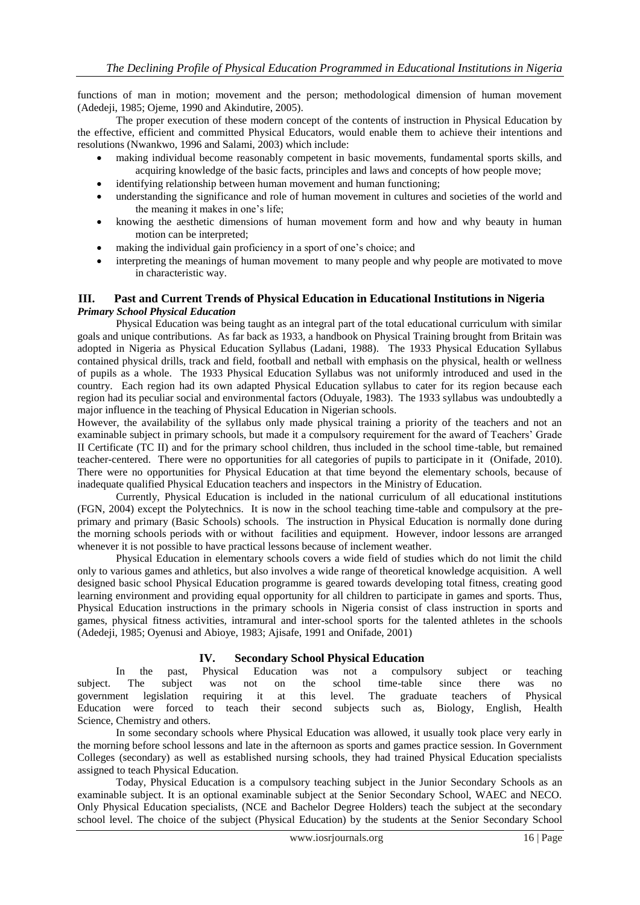functions of man in motion; movement and the person; methodological dimension of human movement (Adedeji, 1985; Ojeme, 1990 and Akindutire, 2005).

The proper execution of these modern concept of the contents of instruction in Physical Education by the effective, efficient and committed Physical Educators, would enable them to achieve their intentions and resolutions (Nwankwo, 1996 and Salami, 2003) which include:

- making individual become reasonably competent in basic movements, fundamental sports skills, and acquiring knowledge of the basic facts, principles and laws and concepts of how people move;
- identifying relationship between human movement and human functioning;
- understanding the significance and role of human movement in cultures and societies of the world and the meaning it makes in one's life;
- knowing the aesthetic dimensions of human movement form and how and why beauty in human motion can be interpreted;
- making the individual gain proficiency in a sport of one's choice; and
- interpreting the meanings of human movement to many people and why people are motivated to move in characteristic way.

## III. Past and Current Trends of Physical Education in Educational Institutions in Nigeria

### *Primary School Physical Education*

Physical Education was being taught as an integral part of the total educational curriculum with similar goals and unique contributions. As far back as 1933, a handbook on Physical Training brought from Britain was adopted in Nigeria as Physical Education Syllabus (Ladani, 1988). The 1933 Physical Education Syllabus contained physical drills, track and field, football and netball with emphasis on the physical, health or wellness of pupils as a whole. The 1933 Physical Education Syllabus was not uniformly introduced and used in the country. Each region had its own adapted Physical Education syllabus to cater for its region because each region had its peculiar social and environmental factors (Oduyale, 1983). The 1933 syllabus was undoubtedly a major influence in the teaching of Physical Education in Nigerian schools.

However, the availability of the syllabus only made physical training a priority of the teachers and not an examinable subject in primary schools, but made it a compulsory requirement for the award of Teachers' Grade II Certificate (TC II) and for the primary school children, thus included in the school time-table, but remained teacher-centered. There were no opportunities for all categories of pupils to participate in it (Onifade, 2010). There were no opportunities for Physical Education at that time beyond the elementary schools, because of inadequate qualified Physical Education teachers and inspectors in the Ministry of Education.

Currently, Physical Education is included in the national curriculum of all educational institutions (FGN, 2004) except the Polytechnics. It is now in the school teaching time-table and compulsory at the pre-primary and primary (Basic Schools) schools. The instruction in Physical Education is normally done during the morning schools periods with or without facilities and equipment. However, indoor lessons are arranged whenever it is not possible to have practical lessons because of inclement weather.

Physical Education in elementary schools covers a wide field of studies which do not limit the child only to various games and athletics, but also involves a wide range of theoretical knowledge acquisition. A well designed basic school Physical Education programme is geared towards developing total fitness, creating good learning environment and providing equal opportunity for all children to participate in games and sports. Thus, Physical Education instructions in the primary schools in Nigeria consist of class instruction in sports and games, physical fitness activities, intramural and inter-school sports for the talented athletes in the schools (Adedeji, 1985; Oyenusi and Abioye, 1983; Ajisafe, 1991 and Onifade, 2001)

## IV. Secondary School Physical Education

In the past, Physical Education was not a compulsory subject or teaching subject. The subject was not on the school time-table since there was no government legislation requiring it at this level. The graduate teachers of Physical Education were forced to teach their second subjects such as, Biology, English, Health Science, Chemistry and others.

In some secondary schools where Physical Education was allowed, it usually took place very early in the morning before school lessons and late in the afternoon as sports and games practice session. In Government Colleges (secondary) as well as established nursing schools, they had trained Physical Education specialists assigned to teach Physical Education.

Today, Physical Education is a compulsory teaching subject in the Junior Secondary Schools as an examinable subject. It is an optional examinable subject at the Senior Secondary School, WAEC and NECO. Only Physical Education specialists, (NCE and Bachelor Degree Holders) teach the subject at the secondary school level. The choice of the subject (Physical Education) by the students at the Senior Secondary School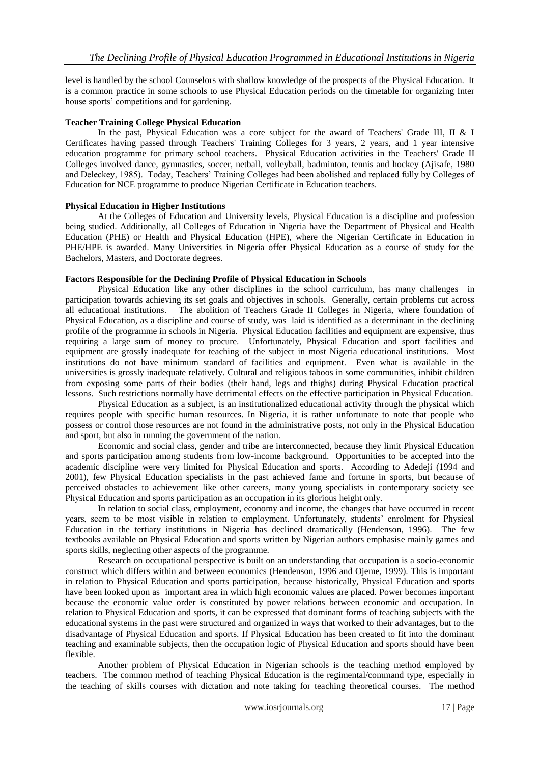level is handled by the school Counselors with shallow knowledge of the prospects of the Physical Education. It is a common practice in some schools to use Physical Education periods on the timetable for organizing Inter house sports' competitions and for gardening.

**Teacher Training College Physical Education**

In the past, Physical Education was a core subject for the award of Teachers' Grade III, II & I Certificates having passed through Teachers' Training Colleges for 3 years, 2 years, and 1 year intensive education programme for primary school teachers. Physical Education activities in the Teachers' Grade II Colleges involved dance, gymnastics, soccer, netball, volleyball, badminton, tennis and hockey (Ajisafe, 1980 and Deleckey, 1985). Today, Teachers' Training Colleges had been abolished and replaced fully by Colleges of Education for NCE programme to produce Nigerian Certificate in Education teachers.

**Physical Education in Higher Institutions**

At the Colleges of Education and University levels, Physical Education is a discipline and profession being studied. Additionally, all Colleges of Education in Nigeria have the Department of Physical and Health Education (PHE) or Health and Physical Education (HPE), where the Nigerian Certificate in Education in PHE/HPE is awarded. Many Universities in Nigeria offer Physical Education as a course of study for the Bachelors, Masters, and Doctorate degrees.

**Factors Responsible for the Declining Profile of Physical Education in Schools**

Physical Education like any other disciplines in the school curriculum, has many challenges in participation towards achieving its set goals and objectives in schools. Generally, certain problems cut across all educational institutions. The abolition of Teachers Grade II Colleges in Nigeria, where foundation of Physical Education, as a discipline and course of study, was laid is identified as a determinant in the declining profile of the programme in schools in Nigeria. Physical Education facilities and equipment are expensive, thus requiring a large sum of money to procure. Unfortunately, Physical Education and sport facilities and equipment are grossly inadequate for teaching of the subject in most Nigeria educational institutions. Most institutions do not have minimum standard of facilities and equipment. Even what is available in the universities is grossly inadequate relatively. Cultural and religious taboos in some communities, inhibit children from exposing some parts of their bodies (their hand, legs and thighs) during Physical Education practical lessons. Such restrictions normally have detrimental effects on the effective participation in Physical Education.

Physical Education as a subject, is an institutionalized educational activity through the physical which requires people with specific human resources. In Nigeria, it is rather unfortunate to note that people who possess or control those resources are not found in the administrative posts, not only in the Physical Education and sport, but also in running the government of the nation.

Economic and social class, gender and tribe are interconnected, because they limit Physical Education and sports participation among students from low-income background. Opportunities to be accepted into the academic discipline were very limited for Physical Education and sports. According to Adedeji (1994 and 2001), few Physical Education specialists in the past achieved fame and fortune in sports, but because of perceived obstacles to achievement like other careers, many young specialists in contemporary society see Physical Education and sports participation as an occupation in its glorious height only.

In relation to social class, employment, economy and income, the changes that have occurred in recent years, seem to be most visible in relation to employment. Unfortunately, students' enrolment for Physical Education in the tertiary institutions in Nigeria has declined dramatically (Hendenson, 1996). The few textbooks available on Physical Education and sports written by Nigerian authors emphasise mainly games and sports skills, neglecting other aspects of the programme.

Research on occupational perspective is built on an understanding that occupation is a socio-economic construct which differs within and between economics (Hendenson, 1996 and Ojeme, 1999). This is important in relation to Physical Education and sports participation, because historically, Physical Education and sports have been looked upon as important area in which high economic values are placed. Power becomes important because the economic value order is constituted by power relations between economic and occupation. In relation to Physical Education and sports, it can be expressed that dominant forms of teaching subjects with the educational systems in the past were structured and organized in ways that worked to their advantages, but to the disadvantage of Physical Education and sports. If Physical Education has been created to fit into the dominant teaching and examinable subjects, then the occupation logic of Physical Education and sports should have been flexible.

Another problem of Physical Education in Nigerian schools is the teaching method employed by teachers. The common method of teaching Physical Education is the regimental/command type, especially in the teaching of skills courses with dictation and note taking for teaching theoretical courses. The method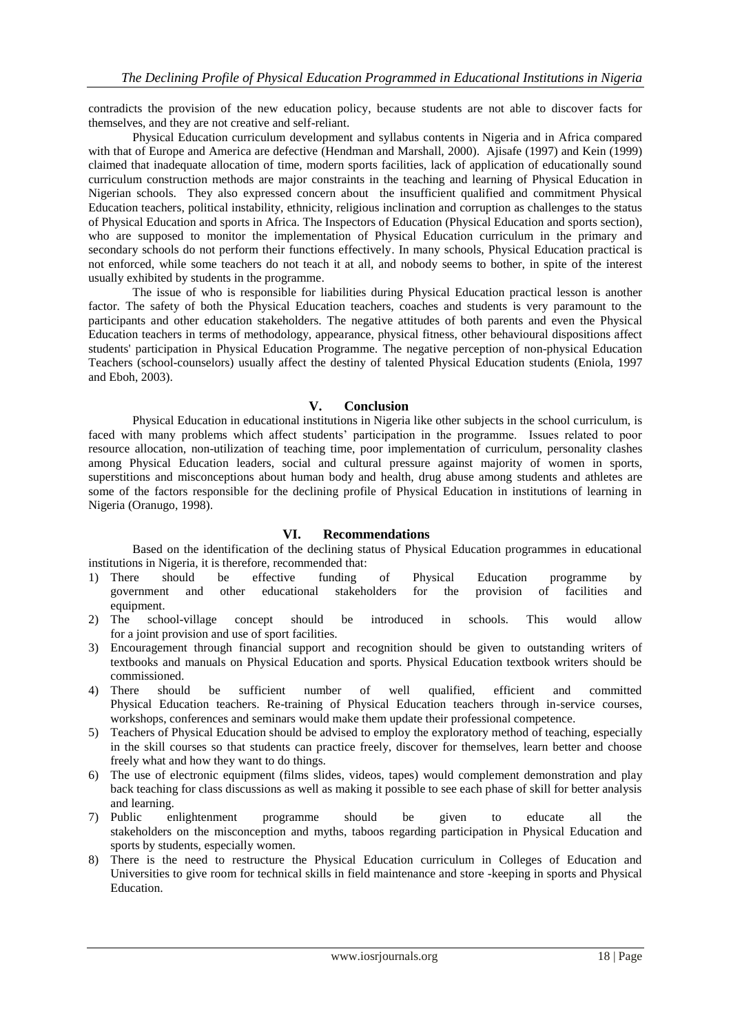contradicts the provision of the new education policy, because students are not able to discover facts for themselves, and they are not creative and self-reliant.

Physical Education curriculum development and syllabus contents in Nigeria and in Africa compared with that of Europe and America are defective (Hendman and Marshall, 2000). Ajisafe (1997) and Kein (1999) claimed that inadequate allocation of time, modern sports facilities, lack of application of educationally sound curriculum construction methods are major constraints in the teaching and learning of Physical Education in Nigerian schools. They also expressed concern about the insufficient qualified and commitment Physical Education teachers, political instability, ethnicity, religious inclination and corruption as challenges to the status of Physical Education and sports in Africa. The Inspectors of Education (Physical Education and sports section), who are supposed to monitor the implementation of Physical Education curriculum in the primary and secondary schools do not perform their functions effectively. In many schools, Physical Education practical is not enforced, while some teachers do not teach it at all, and nobody seems to bother, in spite of the interest usually exhibited by students in the programme.

The issue of who is responsible for liabilities during Physical Education practical lesson is another factor. The safety of both the Physical Education teachers, coaches and students is very paramount to the participants and other education stakeholders. The negative attitudes of both parents and even the Physical Education teachers in terms of methodology, appearance, physical fitness, other behavioural dispositions affect students' participation in Physical Education Programme. The negative perception of non-physical Education Teachers (school-counselors) usually affect the destiny of talented Physical Education students (Eniola, 1997 and Eboh, 2003).

## V. Conclusion

Physical Education in educational institutions in Nigeria like other subjects in the school curriculum, is faced with many problems which affect students' participation in the programme. Issues related to poor resource allocation, non-utilization of teaching time, poor implementation of curriculum, personality clashes among Physical Education leaders, social and cultural pressure against majority of women in sports, superstitions and misconceptions about human body and health, drug abuse among students and athletes are some of the factors responsible for the declining profile of Physical Education in institutions of learning in Nigeria (Oranugo, 1998).

## VI. Recommendations

Based on the identification of the declining status of Physical Education programmes in educational institutions in Nigeria, it is therefore, recommended that:

1) There should be effective funding of Physical Education programme by government and other educational stakeholders for the provision of facilities and equipment.
2) The school-village concept should be introduced in schools. This would allow for a joint provision and use of sport facilities.
3) Encouragement through financial support and recognition should be given to outstanding writers of textbooks and manuals on Physical Education and sports. Physical Education textbook writers should be commissioned.
4) There should be sufficient number of well qualified, efficient and committed Physical Education teachers. Re-training of Physical Education teachers through in-service courses, workshops, conferences and seminars would make them update their professional competence.
5) Teachers of Physical Education should be advised to employ the exploratory method of teaching, especially in the skill courses so that students can practice freely, discover for themselves, learn better and choose freely what and how they want to do things.
6) The use of electronic equipment (films slides, videos, tapes) would complement demonstration and play back teaching for class discussions as well as making it possible to see each phase of skill for better analysis and learning.
7) Public enlightenment programme should be given to educate all the stakeholders on the misconception and myths, taboos regarding participation in Physical Education and sports by students, especially women.
8) There is the need to restructure the Physical Education curriculum in Colleges of Education and Universities to give room for technical skills in field maintenance and store -keeping in sports and Physical Education.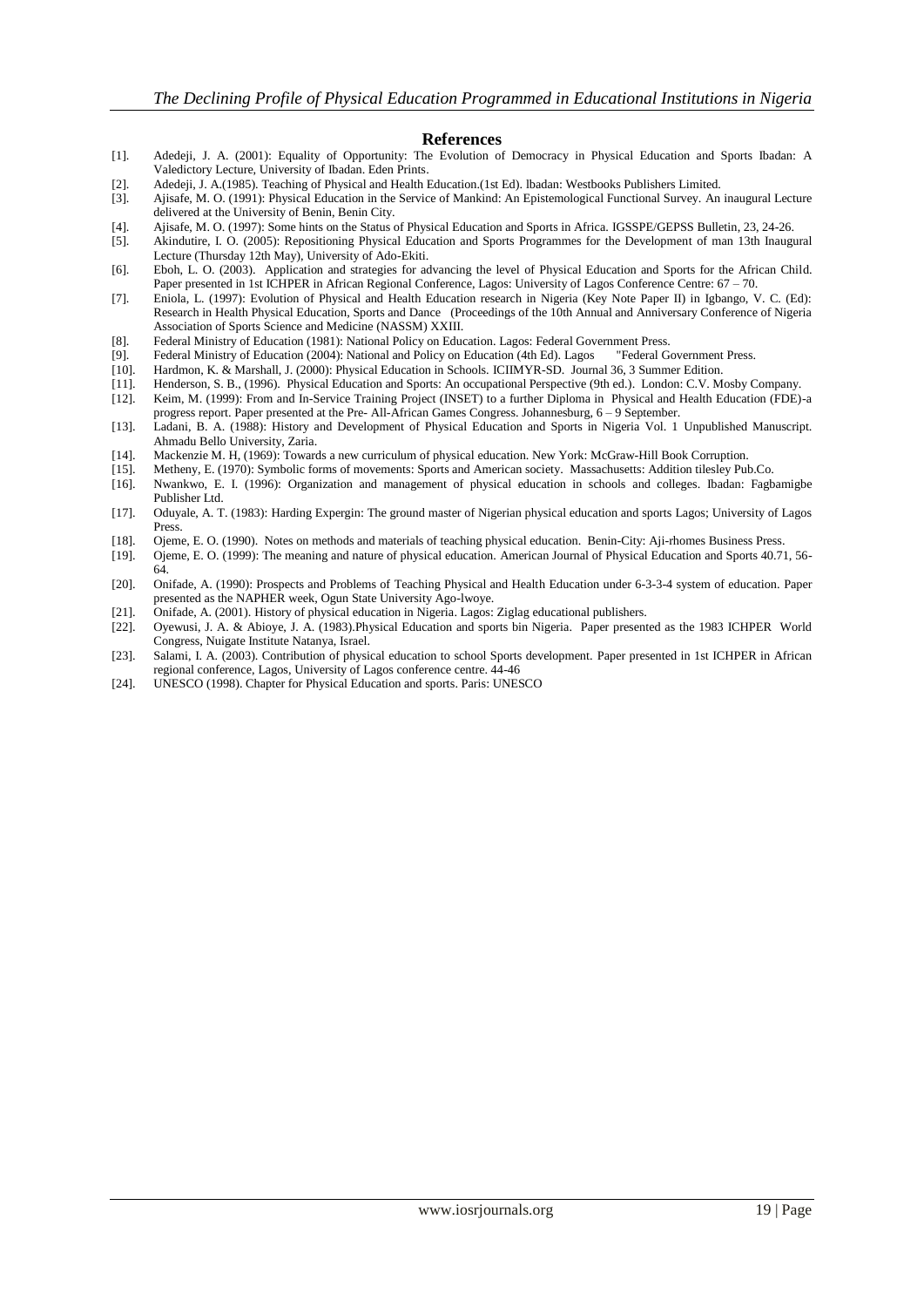## References

[1]. Adedeji, J. A. (2001): Equality of Opportunity: The Evolution of Democracy in Physical Education and Sports Ibadan: A Valedictory Lecture, University of Ibadan. Eden Prints.

[2]. Adedeji, J. A.(1985). Teaching of Physical and Health Education.(1st Ed). lbadan: Westbooks Publishers Limited.

[3]. Ajisafe, M. O. (1991): Physical Education in the Service of Mankind: An Epistemological Functional Survey. An inaugural Lecture delivered at the University of Benin, Benin City.

[4]. Ajisafe, M. O. (1997): Some hints on the Status of Physical Education and Sports in Africa. IGSSPE/GEPSS Bulletin, 23, 24-26.

[5]. Akindutire, I. O. (2005): Repositioning Physical Education and Sports Programmes for the Development of man 13th Inaugural Lecture (Thursday 12th May), University of Ado-Ekiti.

[6]. Eboh, L. O. (2003). Application and strategies for advancing the level of Physical Education and Sports for the African Child. Paper presented in 1st ICHPER in African Regional Conference, Lagos: University of Lagos Conference Centre: 67 – 70.

[7]. Eniola, L. (1997): Evolution of Physical and Health Education research in Nigeria (Key Note Paper II) in Igbango, V. C. (Ed): Research in Health Physical Education, Sports and Dance (Proceedings of the 10th Annual and Anniversary Conference of Nigeria Association of Sports Science and Medicine (NASSM) XXIII.

[8]. Federal Ministry of Education (1981): National Policy on Education. Lagos: Federal Government Press.

[9]. Federal Ministry of Education (2004): National and Policy on Education (4th Ed). Lagos "Federal Government Press.

[10]. Hardmon, K. & Marshall, J. (2000): Physical Education in Schools. ICIIMYR-SD. Journal 36, 3 Summer Edition.

[11]. Henderson, S. B., (1996). Physical Education and Sports: An occupational Perspective (9th ed.). London: C.V. Mosby Company.

[12]. Keim, M. (1999): From and In-Service Training Project (INSET) to a further Diploma in Physical and Health Education (FDE)-a progress report. Paper presented at the Pre- All-African Games Congress. Johannesburg, 6 – 9 September.

[13]. Ladani, B. A. (1988): History and Development of Physical Education and Sports in Nigeria Vol. 1 Unpublished Manuscript. Ahmadu Bello University, Zaria.

[14]. Mackenzie M. H, (1969): Towards a new curriculum of physical education. New York: McGraw-Hill Book Corruption.

[15]. Metheny, E. (1970): Symbolic forms of movements: Sports and American society. Massachusetts: Addition tilesley Pub.Co.

[16]. Nwankwo, E. I. (1996): Organization and management of physical education in schools and colleges. Ibadan: Fagbamigbe Publisher Ltd.

[17]. Oduyale, A. T. (1983): Harding Expergin: The ground master of Nigerian physical education and sports Lagos; University of Lagos Press.

[18]. Ojeme, E. O. (1990). Notes on methods and materials of teaching physical education. Benin-City: Aji-rhomes Business Press.

[19]. Ojeme, E. O. (1999): The meaning and nature of physical education. American Journal of Physical Education and Sports 40.71, 56-64.

[20]. Onifade, A. (1990): Prospects and Problems of Teaching Physical and Health Education under 6-3-3-4 system of education. Paper presented as the NAPHER week, Ogun State University Ago-lwoye.

[21]. Onifade, A. (2001). History of physical education in Nigeria. Lagos: Ziglag educational publishers.

[22]. Oyewusi, J. A. & Abioye, J. A. (1983).Physical Education and sports bin Nigeria. Paper presented as the 1983 ICHPER World Congress, Nuigate Institute Natanya, Israel.

[23]. Salami, I. A. (2003). Contribution of physical education to school Sports development. Paper presented in 1st ICHPER in African regional conference, Lagos, University of Lagos conference centre. 44-46

[24]. UNESCO (1998). Chapter for Physical Education and sports. Paris: UNESCO